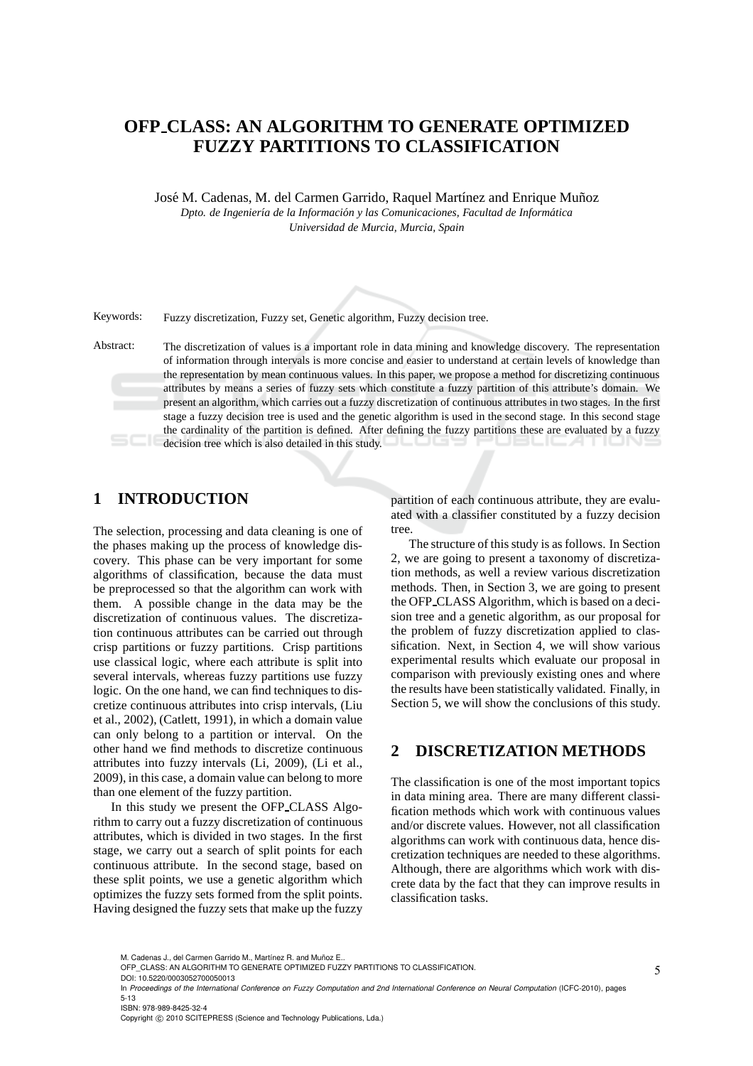# OFP_CLASS: AN ALGORITHM TO GENERATE OPTIMIZED FUZZY PARTITIONS TO CLASSIFICATION

José M. Cadenas, M. del Carmen Garrido, Raquel Martínez and Enrique Muñoz

*Dpto. de Ingeniería de la Información y las Comunicaciones, Facultad de Informática*
*Universidad de Murcia, Murcia, Spain*

Keywords: Fuzzy discretization, Fuzzy set, Genetic algorithm, Fuzzy decision tree.

Abstract: The discretization of values is a important role in data mining and knowledge discovery. The representation of information through intervals is more concise and easier to understand at certain levels of knowledge than the representation by mean continuous values. In this paper, we propose a method for discretizing continuous attributes by means a series of fuzzy sets which constitute a fuzzy partition of this attribute's domain. We present an algorithm, which carries out a fuzzy discretization of continuous attributes in two stages. In the first stage a fuzzy decision tree is used and the genetic algorithm is used in the second stage. In this second stage the cardinality of the partition is defined. After defining the fuzzy partitions these are evaluated by a fuzzy decision tree which is also detailed in this study.

## 1 INTRODUCTION

The selection, processing and data cleaning is one of the phases making up the process of knowledge discovery. This phase can be very important for some algorithms of classification, because the data must be preprocessed so that the algorithm can work with them. A possible change in the data may be the discretization of continuous values. The discretization continuous attributes can be carried out through crisp partitions or fuzzy partitions. Crisp partitions use classical logic, where each attribute is split into several intervals, whereas fuzzy partitions use fuzzy logic. On the one hand, we can find techniques to discretize continuous attributes into crisp intervals, (Liu et al., 2002), (Catlett, 1991), in which a domain value can only belong to a partition or interval. On the other hand we find methods to discretize continuous attributes into fuzzy intervals (Li, 2009), (Li et al., 2009), in this case, a domain value can belong to more than one element of the fuzzy partition.

In this study we present the OFP_CLASS Algorithm to carry out a fuzzy discretization of continuous attributes, which is divided in two stages. In the first stage, we carry out a search of split points for each continuous attribute. In the second stage, based on these split points, we use a genetic algorithm which optimizes the fuzzy sets formed from the split points. Having designed the fuzzy sets that make up the fuzzy partition of each continuous attribute, they are evaluated with a classifier constituted by a fuzzy decision tree.

The structure of this study is as follows. In Section 2, we are going to present a taxonomy of discretization methods, as well a review various discretization methods. Then, in Section 3, we are going to present the OFP_CLASS Algorithm, which is based on a decision tree and a genetic algorithm, as our proposal for the problem of fuzzy discretization applied to classification. Next, in Section 4, we will show various experimental results which evaluate our proposal in comparison with previously existing ones and where the results have been statistically validated. Finally, in Section 5, we will show the conclusions of this study.

## 2 DISCRETIZATION METHODS

The classification is one of the most important topics in data mining area. There are many different classification methods which work with continuous values and/or discrete values. However, not all classification algorithms can work with continuous data, hence discretization techniques are needed to these algorithms. Although, there are algorithms which work with discrete data by the fact that they can improve results in classification tasks.

M. Cadenas J., del Carmen Garrido M., Martínez R. and Muñoz E..
OFP_CLASS: AN ALGORITHM TO GENERATE OPTIMIZED FUZZY PARTITIONS TO CLASSIFICATION.
DOI: 10.5220/0003052700050013
In *Proceedings of the International Conference on Fuzzy Computation and 2nd International Conference on Neural Computation* (ICFC-2010), pages 5-13
ISBN: 978-989-8425-32-4
Copyright © 2010 SCITEPRESS (Science and Technology Publications, Lda.)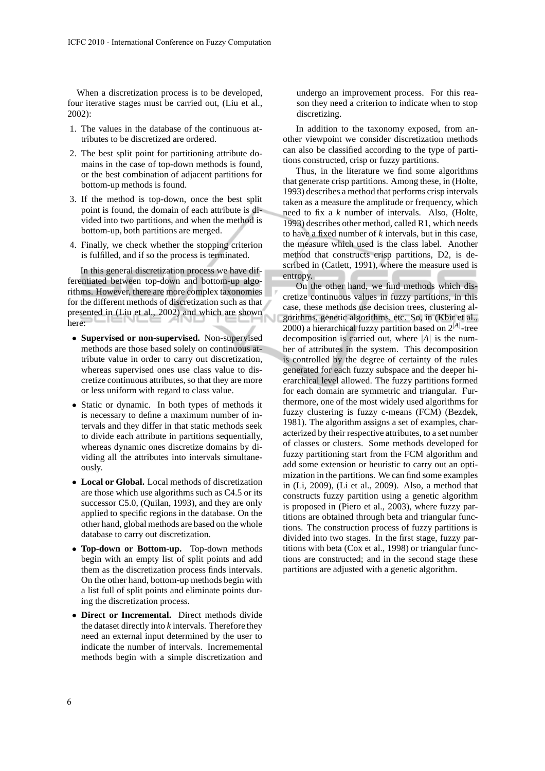When a discretization process is to be developed, four iterative stages must be carried out, (Liu et al., 2002):

1. The values in the database of the continuous attributes to be discretized are ordered.
2. The best split point for partitioning attribute domains in the case of top-down methods is found, or the best combination of adjacent partitions for bottom-up methods is found.
3. If the method is top-down, once the best split point is found, the domain of each attribute is divided into two partitions, and when the method is bottom-up, both partitions are merged.
4. Finally, we check whether the stopping criterion is fulfilled, and if so the process is terminated.

In this general discretization process we have differentiated between top-down and bottom-up algorithms. However, there are more complex taxonomies for the different methods of discretization such as that presented in (Liu et al., 2002) and which are shown here:

- **Supervised or non-supervised.** Non-supervised methods are those based solely on continuous attribute value in order to carry out discretization, whereas supervised ones use class value to discretize continuous attributes, so that they are more or less uniform with regard to class value.
- Static or dynamic. In both types of methods it is necessary to define a maximum number of intervals and they differ in that static methods seek to divide each attribute in partitions sequentially, whereas dynamic ones discretize domains by dividing all the attributes into intervals simultaneously.
- **Local or Global.** Local methods of discretization are those which use algorithms such as C4.5 or its successor C5.0, (Quilan, 1993), and they are only applied to specific regions in the database. On the other hand, global methods are based on the whole database to carry out discretization.
- **Top-down or Bottom-up.** Top-down methods begin with an empty list of split points and add them as the discretization process finds intervals. On the other hand, bottom-up methods begin with a list full of split points and eliminate points during the discretization process.
- **Direct or Incremental.** Direct methods divide the dataset directly into $k$ intervals. Therefore they need an external input determined by the user to indicate the number of intervals. Incremental methods begin with a simple discretization and undergo an improvement process. For this reason they need a criterion to indicate when to stop discretizing.

In addition to the taxonomy exposed, from another viewpoint we consider discretization methods can also be classified according to the type of partitions constructed, crisp or fuzzy partitions.

Thus, in the literature we find some algorithms that generate crisp partitions. Among these, in (Holte, 1993) describes a method that performs crisp intervals taken as a measure the amplitude or frequency, which need to fix a $k$ number of intervals. Also, (Holte, 1993) describes other method, called R1, which needs to have a fixed number of $k$ intervals, but in this case, the measure which used is the class label. Another method that constructs crisp partitions, D2, is described in (Catlett, 1991), where the measure used is entropy.

On the other hand, we find methods which discretize continuous values in fuzzy partitions, in this case, these methods use decision trees, clustering algorithms, genetic algorithms, etc. So, in (Kbir et al., 2000) a hierarchical fuzzy partition based on $2^{|A|}$-tree decomposition is carried out, where $|A|$ is the number of attributes in the system. This decomposition is controlled by the degree of certainty of the rules generated for each fuzzy subspace and the deeper hierarchical level allowed. The fuzzy partitions formed for each domain are symmetric and triangular. Furthermore, one of the most widely used algorithms for fuzzy clustering is fuzzy c-means (FCM) (Bezdek, 1981). The algorithm assigns a set of examples, characterized by their respective attributes, to a set number of classes or clusters. Some methods developed for fuzzy partitioning start from the FCM algorithm and add some extension or heuristic to carry out an optimization in the partitions. We can find some examples in (Li, 2009), (Li et al., 2009). Also, a method that constructs fuzzy partition using a genetic algorithm is proposed in (Piero et al., 2003), where fuzzy partitions are obtained through beta and triangular functions. The construction process of fuzzy partitions is divided into two stages. In the first stage, fuzzy partitions with beta (Cox et al., 1998) or triangular functions are constructed; and in the second stage these partitions are adjusted with a genetic algorithm.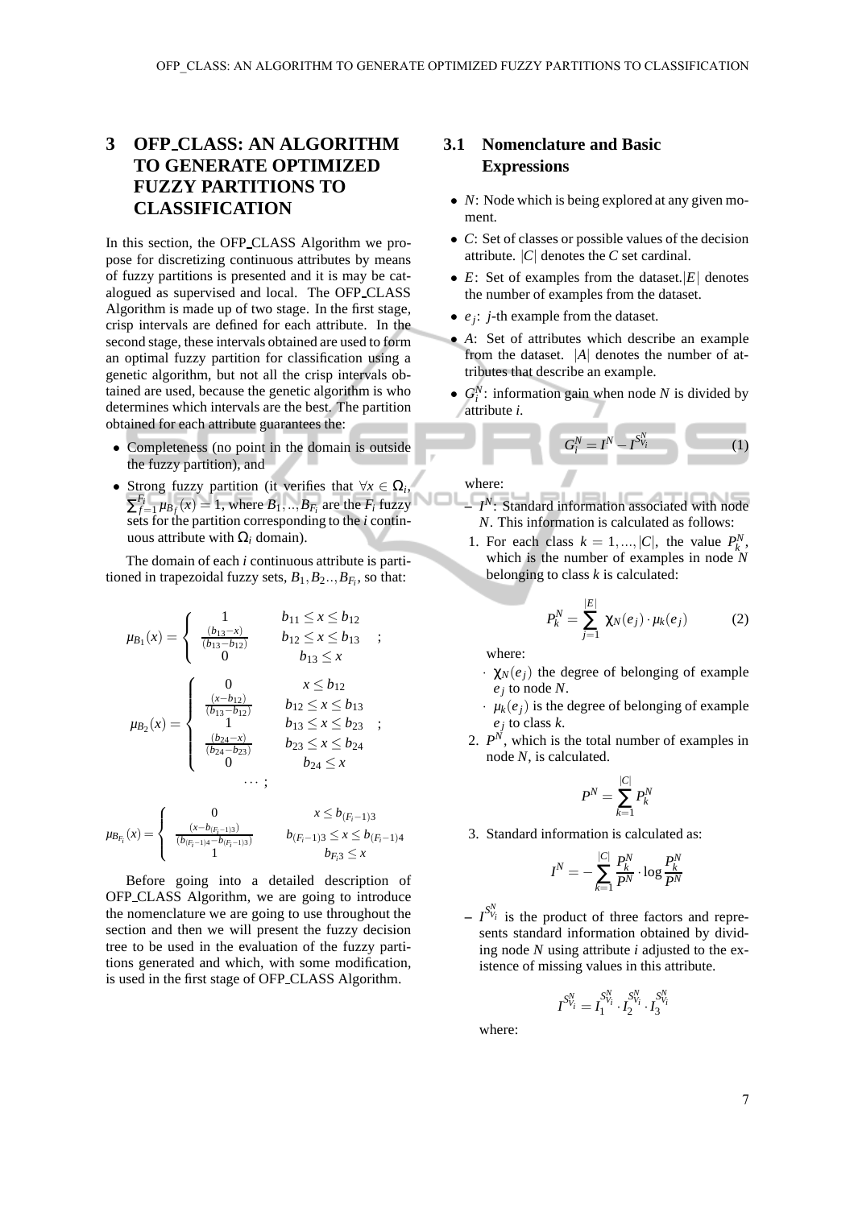## 3 OFP_CLASS: AN ALGORITHM TO GENERATE OPTIMIZED FUZZY PARTITIONS TO CLASSIFICATION

In this section, the OFP_CLASS Algorithm we propose for discretizing continuous attributes by means of fuzzy partitions is presented and it is may be catalogued as supervised and local. The OFP_CLASS Algorithm is made up of two stage. In the first stage, crisp intervals are defined for each attribute. In the second stage, these intervals obtained are used to form an optimal fuzzy partition for classification using a genetic algorithm, but not all the crisp intervals obtained are used, because the genetic algorithm is who determines which intervals are the best. The partition obtained for each attribute guarantees the:

- Completeness (no point in the domain is outside the fuzzy partition), and
- Strong fuzzy partition (it verifies that $\forall x \in \Omega_i$, $\sum_{f=1}^{F_i} \mu_{B_f}(x) = 1$, where $B_1, .., B_{F_i}$ are the $F_i$ fuzzy sets for the partition corresponding to the $i$ continuous attribute with $\Omega_i$ domain).

The domain of each $i$ continuous attribute is partitioned in trapezoidal fuzzy sets, $B_1, B_2.., B_{F_i}$, so that:

$$\mu_{B_1}(x) = \begin{cases} 1 & b_{11} \leq x \leq b_{12} \\ \frac{(b_{13}-x)}{(b_{13}-b_{12})} & b_{12} \leq x \leq b_{13} \\ 0 & b_{13} \leq x \end{cases} ;$$

$$\mu_{B_2}(x) = \begin{cases} 0 & x \leq b_{12} \\ \frac{(x-b_{12})}{(b_{13}-b_{12})} & b_{12} \leq x \leq b_{13} \\ 1 & b_{13} \leq x \leq b_{23} \\ \frac{(b_{24}-x)}{(b_{24}-b_{23})} & b_{23} \leq x \leq b_{24} \\ 0 & b_{24} \leq x \end{cases} ;$$

$$\cdots ;$$

$$\mu_{B_{F_i}}(x) = \begin{cases} 0 & x \leq b_{(F_i-1)3} \\ \frac{(x-b_{(F_i-1)3})}{(b_{(F_i-1)4}-b_{(F_i-1)3})} & b_{(F_i-1)3} \leq x \leq b_{(F_i-1)4} \\ 1 & b_{F_i3} \leq x \end{cases}$$

Before going into a detailed description of OFP_CLASS Algorithm, we are going to introduce the nomenclature we are going to use throughout the section and then we will present the fuzzy decision tree to be used in the evaluation of the fuzzy partitions generated and which, with some modification, is used in the first stage of OFP_CLASS Algorithm.

### 3.1 Nomenclature and Basic Expressions

- $N$: Node which is being explored at any given moment.
- $C$: Set of classes or possible values of the decision attribute. $|C|$ denotes the $C$ set cardinal.
- $E$: Set of examples from the dataset. $|E|$ denotes the number of examples from the dataset.
- $e_j$: $j$-th example from the dataset.
- $A$: Set of attributes which describe an example from the dataset. $|A|$ denotes the number of attributes that describe an example.
- $G_i^N$: information gain when node $N$ is divided by attribute $i$.

$$G_i^N = I^N - I^{S_{V_i}^N} \tag{1}$$

where:

– $I^N$: Standard information associated with node $N$. This information is calculated as follows:

1. For each class $k = 1, ..., |C|$, the value $P_k^N$, which is the number of examples in node $N$ belonging to class $k$ is calculated:

$$P_k^N = \sum_{j=1}^{|E|} \chi_N(e_j) \cdot \mu_k(e_j) \tag{2}$$

where:

· $\chi_N(e_j)$ the degree of belonging of example $e_j$ to node $N$.

· $\mu_k(e_j)$ is the degree of belonging of example $e_j$ to class $k$.

2. $P^N$, which is the total number of examples in node $N$, is calculated.

$$P^N = \sum_{k=1}^{|C|} P_k^N$$

3. Standard information is calculated as:

$$I^N = -\sum_{k=1}^{|C|} \frac{P_k^N}{P^N} \cdot \log \frac{P_k^N}{P^N}$$

– $I^{S_{V_i}^N}$ is the product of three factors and represents standard information obtained by dividing node $N$ using attribute $i$ adjusted to the existence of missing values in this attribute.

$$I^{S_{V_i}^N} = I_1^{S_{V_i}^N} \cdot I_2^{S_{V_i}^N} \cdot I_3^{S_{V_i}^N}$$

where: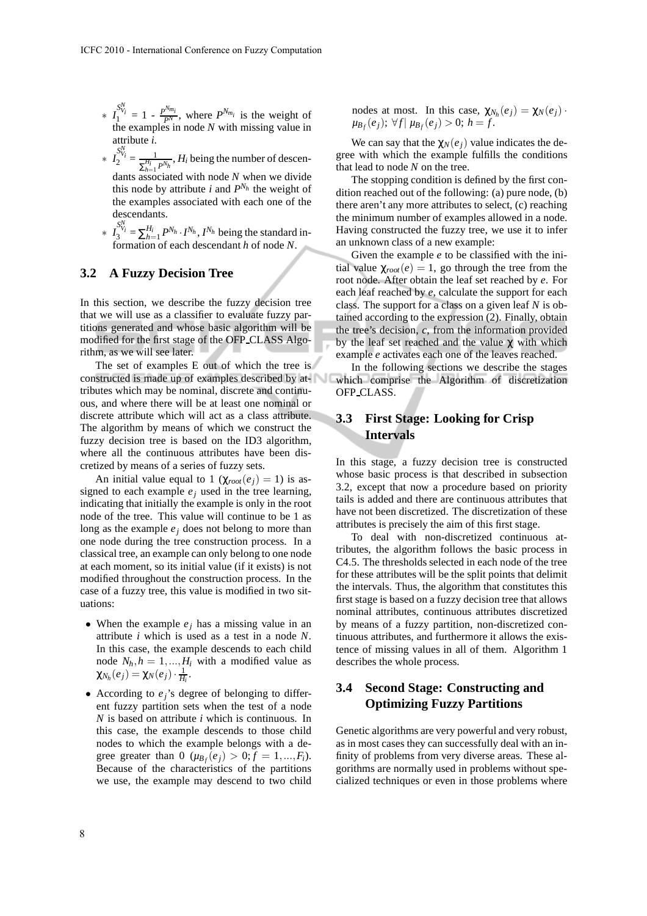* $I_1^{S_{V_i}^N} = 1 - \frac{P^{N_{m_i}}}{P^N}$, where $P^{N_{m_i}}$ is the weight of the examples in node $N$ with missing value in attribute $i$.
* $I_2^{S_{V_i}^N} = \frac{1}{\sum_{h=1}^{H_i} P^{N_h}}$, $H_i$ being the number of descendants associated with node $N$ when we divide this node by attribute $i$ and $P^{N_h}$ the weight of the examples associated with each one of the descendants.
* $I_3^{S_{V_i}^N} = \sum_{h=1}^{H_i} P^{N_h} \cdot I^{N_h}$, $I^{N_h}$ being the standard information of each descendant $h$ of node $N$.

### 3.2 A Fuzzy Decision Tree

In this section, we describe the fuzzy decision tree that we will use as a classifier to evaluate fuzzy partitions generated and whose basic algorithm will be modified for the first stage of the OFP_CLASS Algorithm, as we will see later.

The set of examples E out of which the tree is constructed is made up of examples described by attributes which may be nominal, discrete and continuous, and where there will be at least one nominal or discrete attribute which will act as a class attribute. The algorithm by means of which we construct the fuzzy decision tree is based on the ID3 algorithm, where all the continuous attributes have been discretized by means of a series of fuzzy sets.

An initial value equal to 1 ($\chi_{root}(e_j) = 1$) is assigned to each example $e_j$ used in the tree learning, indicating that initially the example is only in the root node of the tree. This value will continue to be 1 as long as the example $e_j$ does not belong to more than one node during the tree construction process. In a classical tree, an example can only belong to one node at each moment, so its initial value (if it exists) is not modified throughout the construction process. In the case of a fuzzy tree, this value is modified in two situations:

- When the example $e_j$ has a missing value in an attribute $i$ which is used as a test in a node $N$. In this case, the example descends to each child node $N_h, h = 1, ..., H_i$ with a modified value as $\chi_{N_h}(e_j) = \chi_N(e_j) \cdot \frac{1}{H_i}$.
- According to $e_j$'s degree of belonging to different fuzzy partition sets when the test of a node $N$ is based on attribute $i$ which is continuous. In this case, the example descends to those child nodes to which the example belongs with a degree greater than 0 ($\mu_{B_f}(e_j) > 0; f = 1, ..., F_i$). Because of the characteristics of the partitions we use, the example may descend to two child nodes at most. In this case, $\chi_{N_h}(e_j) = \chi_N(e_j) \cdot \mu_{B_f}(e_j)$; $\forall f | \mu_{B_f}(e_j) > 0$; $h = f$.

We can say that the $\chi_N(e_j)$ value indicates the degree with which the example fulfills the conditions that lead to node $N$ on the tree.

The stopping condition is defined by the first condition reached out of the following: (a) pure node, (b) there aren't any more attributes to select, (c) reaching the minimum number of examples allowed in a node. Having constructed the fuzzy tree, we use it to infer an unknown class of a new example:

Given the example $e$ to be classified with the initial value $\chi_{root}(e) = 1$, go through the tree from the root node. After obtain the leaf set reached by $e$. For each leaf reached by $e$, calculate the support for each class. The support for a class on a given leaf $N$ is obtained according to the expression (2). Finally, obtain the tree's decision, $c$, from the information provided by the leaf set reached and the value $\chi$ with which example $e$ activates each one of the leaves reached.

In the following sections we describe the stages which comprise the Algorithm of discretization OFP_CLASS.

### 3.3 First Stage: Looking for Crisp Intervals

In this stage, a fuzzy decision tree is constructed whose basic process is that described in subsection 3.2, except that now a procedure based on priority tails is added and there are continuous attributes that have not been discretized. The discretization of these attributes is precisely the aim of this first stage.

To deal with non-discretized continuous attributes, the algorithm follows the basic process in C4.5. The thresholds selected in each node of the tree for these attributes will be the split points that delimit the intervals. Thus, the algorithm that constitutes this first stage is based on a fuzzy decision tree that allows nominal attributes, continuous attributes discretized by means of a fuzzy partition, non-discretized continuous attributes, and furthermore it allows the existence of missing values in all of them. Algorithm 1 describes the whole process.

### 3.4 Second Stage: Constructing and Optimizing Fuzzy Partitions

Genetic algorithms are very powerful and very robust, as in most cases they can successfully deal with an infinity of problems from very diverse areas. These algorithms are normally used in problems without specialized techniques or even in those problems where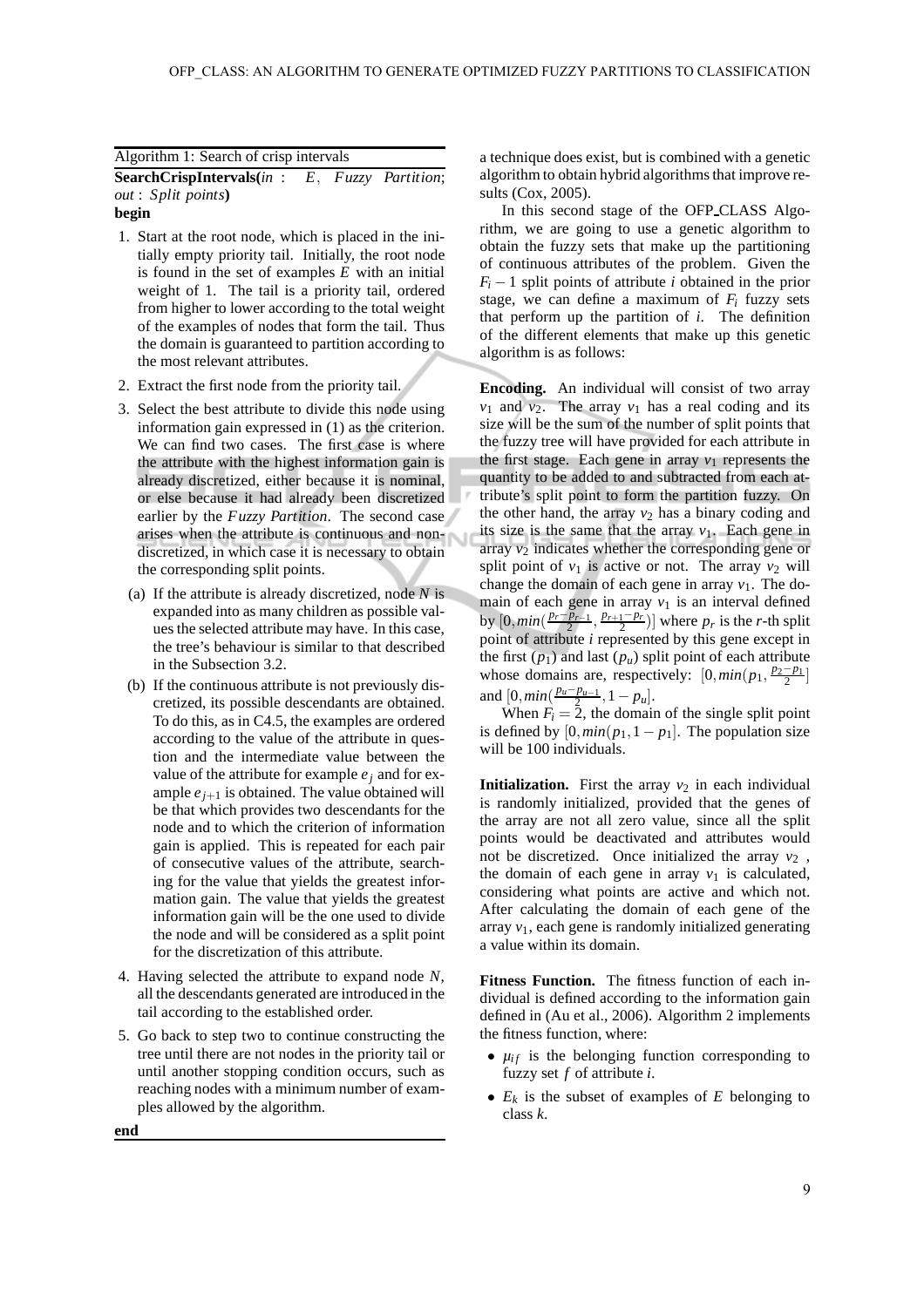Algorithm 1: Search of crisp intervals

**SearchCrispIntervals(**$in$ : $E$, *Fuzzy Partition*; $out$ : *Split points***)**

**begin**

1. Start at the root node, which is placed in the initially empty priority tail. Initially, the root node is found in the set of examples $E$ with an initial weight of 1. The tail is a priority tail, ordered from higher to lower according to the total weight of the examples of nodes that form the tail. Thus the domain is guaranteed to partition according to the most relevant attributes.
2. Extract the first node from the priority tail.
3. Select the best attribute to divide this node using information gain expressed in (1) as the criterion. We can find two cases. The first case is where the attribute with the highest information gain is already discretized, either because it is nominal, or else because it had already been discretized earlier by the *Fuzzy Partition*. The second case arises when the attribute is continuous and non-discretized, in which case it is necessary to obtain the corresponding split points.
   (a) If the attribute is already discretized, node $N$ is expanded into as many children as possible values the selected attribute may have. In this case, the tree's behaviour is similar to that described in the Subsection 3.2.
   (b) If the continuous attribute is not previously discretized, its possible descendants are obtained. To do this, as in C4.5, the examples are ordered according to the value of the attribute in question and the intermediate value between the value of the attribute for example $e_j$ and for example $e_{j+1}$ is obtained. The value obtained will be that which provides two descendants for the node and to which the criterion of information gain is applied. This is repeated for each pair of consecutive values of the attribute, searching for the value that yields the greatest information gain. The value that yields the greatest information gain will be the one used to divide the node and will be considered as a split point for the discretization of this attribute.
4. Having selected the attribute to expand node $N$, all the descendants generated are introduced in the tail according to the established order.
5. Go back to step two to continue constructing the tree until there are not nodes in the priority tail or until another stopping condition occurs, such as reaching nodes with a minimum number of examples allowed by the algorithm.

**end**

a technique does exist, but is combined with a genetic algorithm to obtain hybrid algorithms that improve results (Cox, 2005).

In this second stage of the OFP_CLASS Algorithm, we are going to use a genetic algorithm to obtain the fuzzy sets that make up the partitioning of continuous attributes of the problem. Given the $F_i - 1$ split points of attribute $i$ obtained in the prior stage, we can define a maximum of $F_i$ fuzzy sets that perform up the partition of $i$. The definition of the different elements that make up this genetic algorithm is as follows:

**Encoding.** An individual will consist of two array $v_1$ and $v_2$. The array $v_1$ has a real coding and its size will be the sum of the number of split points that the fuzzy tree will have provided for each attribute in the first stage. Each gene in array $v_1$ represents the quantity to be added to and subtracted from each attribute's split point to form the partition fuzzy. On the other hand, the array $v_2$ has a binary coding and its size is the same that the array $v_1$. Each gene in array $v_2$ indicates whether the corresponding gene or split point of $v_1$ is active or not. The array $v_2$ will change the domain of each gene in array $v_1$. The domain of each gene in array $v_1$ is an interval defined by $[0, min(\frac{p_r - p_{r-1}}{2}, \frac{p_{r+1} - p_r}{2})]$ where $p_r$ is the $r$-th split point of attribute $i$ represented by this gene except in the first ($p_1$) and last ($p_u$) split point of each attribute whose domains are, respectively: $[0, min(p_1, \frac{p_2 - p_1}{2}]$ and $[0, min(\frac{p_u - p_{u-1}}{2}, 1 - p_u]$.

When $F_i = 2$, the domain of the single split point is defined by $[0, min(p_1, 1 - p_1]$. The population size will be 100 individuals.

**Initialization.** First the array $v_2$ in each individual is randomly initialized, provided that the genes of the array are not all zero value, since all the split points would be deactivated and attributes would not be discretized. Once initialized the array $v_2$ , the domain of each gene in array $v_1$ is calculated, considering what points are active and which not. After calculating the domain of each gene of the array $v_1$, each gene is randomly initialized generating a value within its domain.

**Fitness Function.** The fitness function of each individual is defined according to the information gain defined in (Au et al., 2006). Algorithm 2 implements the fitness function, where:

- $\mu_{if}$ is the belonging function corresponding to fuzzy set $f$ of attribute $i$.
- $E_k$ is the subset of examples of $E$ belonging to class $k$.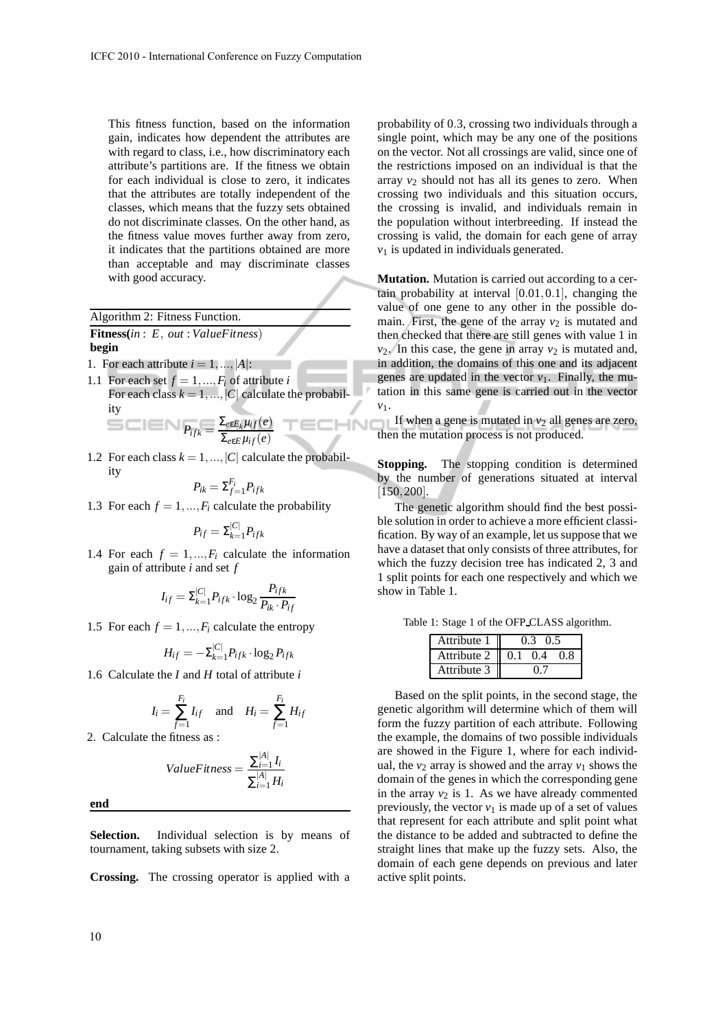This fitness function, based on the information gain, indicates how dependent the attributes are with regard to class, i.e., how discriminatory each attribute's partitions are. If the fitness we obtain for each individual is close to zero, it indicates that the attributes are totally independent of the classes, which means that the fuzzy sets obtained do not discriminate classes. On the other hand, as the fitness value moves further away from zero, it indicates that the partitions obtained are more than acceptable and may discriminate classes with good accuracy.

---

Algorithm 2: Fitness Function.

---

**Fitness(***in* : *E*, *out* : *ValueFitness*)
**begin**

1. For each attribute $i = 1,...,|A|$:

1.1 For each set $f = 1,...,F_i$ of attribute $i$
For each class $k = 1,...,|C|$ calculate the probability

$$P_{ifk} = \frac{\Sigma_{e \varepsilon E_k} \mu_{if}(e)}{\Sigma_{e \varepsilon E} \mu_{if}(e)}$$

1.2 For each class $k = 1,...,|C|$ calculate the probability

$$P_{ik} = \Sigma_{f=1}^{F_i} P_{ifk}$$

1.3 For each $f = 1,...,F_i$ calculate the probability

$$P_{if} = \Sigma_{k=1}^{|C|} P_{ifk}$$

1.4 For each $f = 1,...,F_i$ calculate the information gain of attribute $i$ and set $f$

$$I_{if} = \Sigma_{k=1}^{|C|} P_{ifk} \cdot \log_2 \frac{P_{ifk}}{P_{ik} \cdot P_{if}}$$

1.5 For each $f = 1,...,F_i$ calculate the entropy

$$H_{if} = -\Sigma_{k=1}^{|C|} P_{ifk} \cdot \log_2 P_{ifk}$$

1.6 Calculate the $I$ and $H$ total of attribute $i$

$$I_i = \sum_{f=1}^{F_i} I_{if} \quad \text{and} \quad H_i = \sum_{f=1}^{F_i} H_{if}$$

2. Calculate the fitness as :

$$ValueFitness = \frac{\sum_{i=1}^{|A|} I_i}{\sum_{i=1}^{|A|} H_i}$$

**end**

---

**Selection.** Individual selection is by means of tournament, taking subsets with size 2.

**Crossing.** The crossing operator is applied with a probability of 0.3, crossing two individuals through a single point, which may be any one of the positions on the vector. Not all crossings are valid, since one of the restrictions imposed on an individual is that the array $v_2$ should not has all its genes to zero. When crossing two individuals and this situation occurs, the crossing is invalid, and individuals remain in the population without interbreeding. If instead the crossing is valid, the domain for each gene of array $v_1$ is updated in individuals generated.

**Mutation.** Mutation is carried out according to a certain probability at interval $[0.01, 0.1]$, changing the value of one gene to any other in the possible domain. First, the gene of the array $v_2$ is mutated and then checked that there are still genes with value 1 in $v_2$. In this case, the gene in array $v_2$ is mutated and, in addition, the domains of this one and its adjacent genes are updated in the vector $v_1$. Finally, the mutation in this same gene is carried out in the vector $v_1$.

If when a gene is mutated in $v_2$ all genes are zero, then the mutation process is not produced.

**Stopping.** The stopping condition is determined by the number of generations situated at interval $[150, 200]$.

The genetic algorithm should find the best possible solution in order to achieve a more efficient classification. By way of an example, let us suppose that we have a dataset that only consists of three attributes, for which the fuzzy decision tree has indicated 2, 3 and 1 split points for each one respectively and which we show in Table 1.

Table 1: Stage 1 of the OFP_CLASS algorithm.

| | |
|---|---|
| Attribute 1 | 0.3 0.5 |
| Attribute 2 | 0.1 0.4 0.8 |
| Attribute 3 | 0.7 |

Based on the split points, in the second stage, the genetic algorithm will determine which of them will form the fuzzy partition of each attribute. Following the example, the domains of two possible individuals are showed in the Figure 1, where for each individual, the $v_2$ array is showed and the array $v_1$ shows the domain of the genes in which the corresponding gene in the array $v_2$ is 1. As we have already commented previously, the vector $v_1$ is made up of a set of values that represent for each attribute and split point what the distance to be added and subtracted to define the straight lines that make up the fuzzy sets. Also, the domain of each gene depends on previous and later active split points.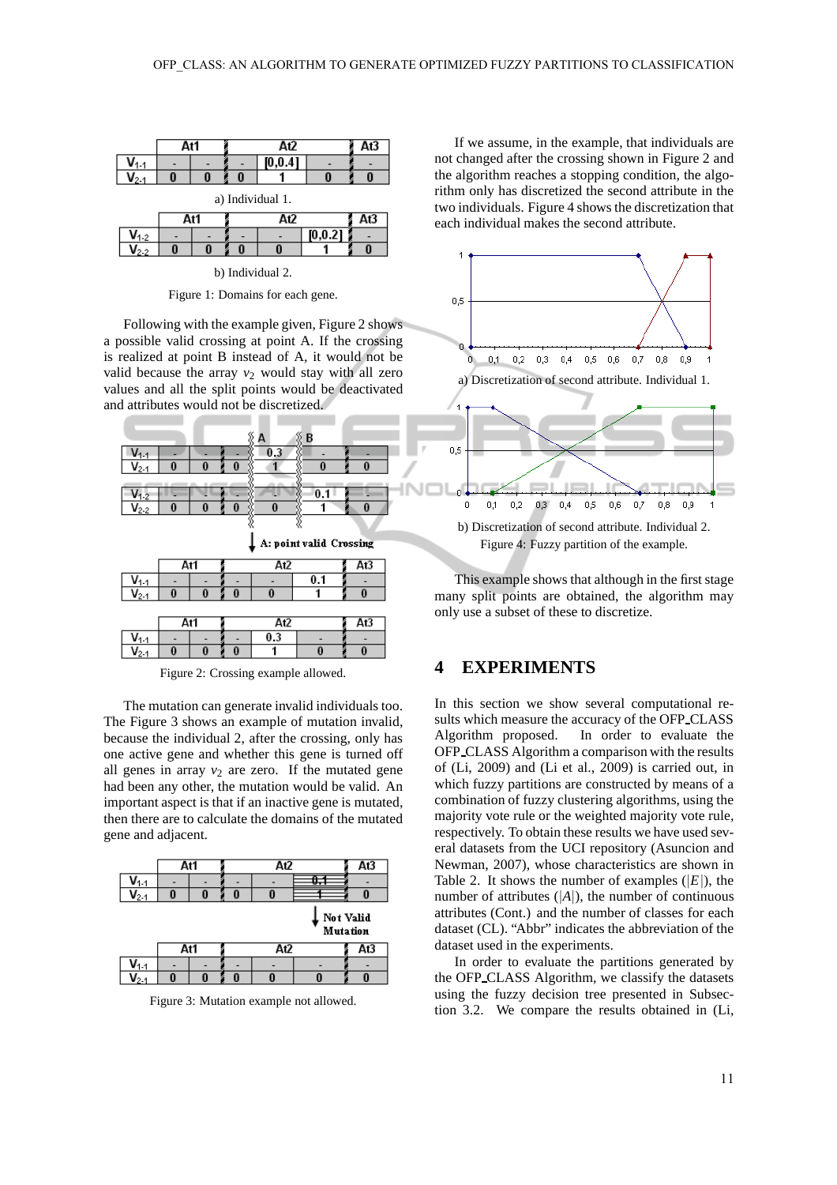|  | At1 |  | At2 |  |  | At3 |
|---|---|---|---|---|---|---|
| $V_{1\text{-}1}$ | - | - | - | [0,0.4] | - | - |
| $V_{2\text{-}1}$ | 0 | 0 | 0 | 1 | 0 | 0 |

a) Individual 1.

|  | At1 |  | At2 |  |  | At3 |
|---|---|---|---|---|---|---|
| $V_{1\text{-}2}$ | - | - | - | - | [0,0.2] | - |
| $V_{2\text{-}2}$ | 0 | 0 | 0 | 0 | 1 | 0 |

b) Individual 2.

Figure 1: Domains for each gene.

Following with the example given, Figure 2 shows a possible valid crossing at point A. If the crossing is realized at point B instead of A, it would not be valid because the array $v_2$ would stay with all zero values and all the split points would be deactivated and attributes would not be discretized.

Figure 2: Crossing example allowed.

The mutation can generate invalid individuals too. The Figure 3 shows an example of mutation invalid, because the individual 2, after the crossing, only has one active gene and whether this gene is turned off all genes in array $v_2$ are zero. If the mutated gene had been any other, the mutation would be valid. An important aspect is that if an inactive gene is mutated, then there are to calculate the domains of the mutated gene and adjacent.

Figure 3: Mutation example not allowed.

If we assume, in the example, that individuals are not changed after the crossing shown in Figure 2 and the algorithm reaches a stopping condition, the algorithm only has discretized the second attribute in the two individuals. Figure 4 shows the discretization that each individual makes the second attribute.

a) Discretization of second attribute. Individual 1.

b) Discretization of second attribute. Individual 2.

Figure 4: Fuzzy partition of the example.

This example shows that although in the first stage many split points are obtained, the algorithm may only use a subset of these to discretize.

## 4 EXPERIMENTS

In this section we show several computational results which measure the accuracy of the OFP_CLASS Algorithm proposed. In order to evaluate the OFP_CLASS Algorithm a comparison with the results of (Li, 2009) and (Li et al., 2009) is carried out, in which fuzzy partitions are constructed by means of a combination of fuzzy clustering algorithms, using the majority vote rule or the weighted majority vote rule, respectively. To obtain these results we have used several datasets from the UCI repository (Asuncion and Newman, 2007), whose characteristics are shown in Table 2. It shows the number of examples ($|E|$), the number of attributes ($|A|$), the number of continuous attributes (Cont.) and the number of classes for each dataset (CL). "Abbr" indicates the abbreviation of the dataset used in the experiments.

In order to evaluate the partitions generated by the OFP_CLASS Algorithm, we classify the datasets using the fuzzy decision tree presented in Subsection 3.2. We compare the results obtained in (Li,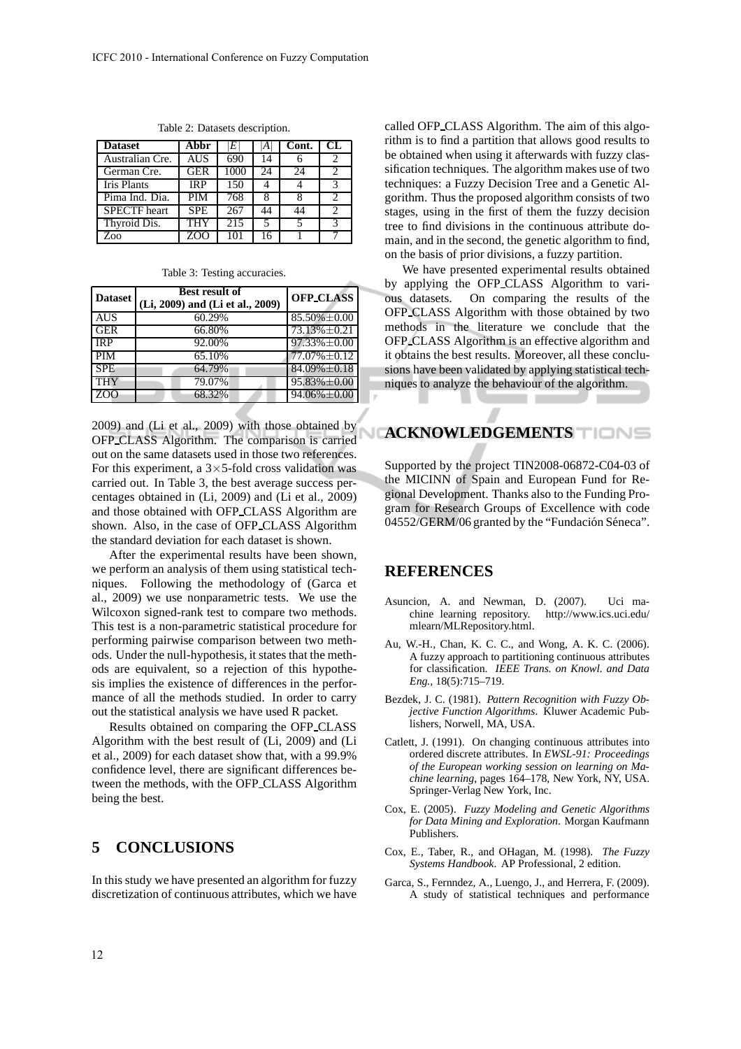Table 2: Datasets description.

| Dataset | Abbr | $\|E\|$ | $\|A\|$ | Cont. | CL |
|---|---|---|---|---|---|
| Australian Cre. | AUS | 690 | 14 | 6 | 2 |
| German Cre. | GER | 1000 | 24 | 24 | 2 |
| Iris Plants | IRP | 150 | 4 | 4 | 3 |
| Pima Ind. Dia. | PIM | 768 | 8 | 8 | 2 |
| SPECTF heart | SPE | 267 | 44 | 44 | 2 |
| Thyroid Dis. | THY | 215 | 5 | 5 | 3 |
| Zoo | ZOO | 101 | 16 | 1 | 7 |

Table 3: Testing accuracies.

| Dataset | Best result of (Li, 2009) and (Li et al., 2009) | OFP_CLASS |
|---|---|---|
| AUS | 60.29% | 85.50%$\pm$0.00 |
| GER | 66.80% | 73.13%$\pm$0.21 |
| IRP | 92.00% | 97.33%$\pm$0.00 |
| PIM | 65.10% | 77.07%$\pm$0.12 |
| SPE | 64.79% | 84.09%$\pm$0.18 |
| THY | 79.07% | 95.83%$\pm$0.00 |
| ZOO | 68.32% | 94.06%$\pm$0.00 |

2009) and (Li et al., 2009) with those obtained by OFP_CLASS Algorithm. The comparison is carried out on the same datasets used in those two references. For this experiment, a $3\times5$-fold cross validation was carried out. In Table 3, the best average success percentages obtained in (Li, 2009) and (Li et al., 2009) and those obtained with OFP_CLASS Algorithm are shown. Also, in the case of OFP_CLASS Algorithm the standard deviation for each dataset is shown.

After the experimental results have been shown, we perform an analysis of them using statistical techniques. Following the methodology of (Garca et al., 2009) we use nonparametric tests. We use the Wilcoxon signed-rank test to compare two methods. This test is a non-parametric statistical procedure for performing pairwise comparison between two methods. Under the null-hypothesis, it states that the methods are equivalent, so a rejection of this hypothesis implies the existence of differences in the performance of all the methods studied. In order to carry out the statistical analysis we have used R packet.

Results obtained on comparing the OFP_CLASS Algorithm with the best result of (Li, 2009) and (Li et al., 2009) for each dataset show that, with a 99.9% confidence level, there are significant differences between the methods, with the OFP_CLASS Algorithm being the best.

## 5 CONCLUSIONS

In this study we have presented an algorithm for fuzzy discretization of continuous attributes, which we have called OFP_CLASS Algorithm. The aim of this algorithm is to find a partition that allows good results to be obtained when using it afterwards with fuzzy classification techniques. The algorithm makes use of two techniques: a Fuzzy Decision Tree and a Genetic Algorithm. Thus the proposed algorithm consists of two stages, using in the first of them the fuzzy decision tree to find divisions in the continuous attribute domain, and in the second, the genetic algorithm to find, on the basis of prior divisions, a fuzzy partition.

We have presented experimental results obtained by applying the OFP_CLASS Algorithm to various datasets. On comparing the results of the OFP_CLASS Algorithm with those obtained by two methods in the literature we conclude that the OFP_CLASS Algorithm is an effective algorithm and it obtains the best results. Moreover, all these conclusions have been validated by applying statistical techniques to analyze the behaviour of the algorithm.

## ACKNOWLEDGEMENTS

Supported by the project TIN2008-06872-C04-03 of the MICINN of Spain and European Fund for Regional Development. Thanks also to the Funding Program for Research Groups of Excellence with code 04552/GERM/06 granted by the "Fundación Séneca".

## REFERENCES

Asuncion, A. and Newman, D. (2007). Uci machine learning repository. http://www.ics.uci.edu/mlearn/MLRepository.html.

Au, W.-H., Chan, K. C. C., and Wong, A. K. C. (2006). A fuzzy approach to partitioning continuous attributes for classification. *IEEE Trans. on Knowl. and Data Eng.*, 18(5):715–719.

Bezdek, J. C. (1981). *Pattern Recognition with Fuzzy Objective Function Algorithms*. Kluwer Academic Publishers, Norwell, MA, USA.

Catlett, J. (1991). On changing continuous attributes into ordered discrete attributes. In *EWSL-91: Proceedings of the European working session on learning on Machine learning*, pages 164–178, New York, NY, USA. Springer-Verlag New York, Inc.

Cox, E. (2005). *Fuzzy Modeling and Genetic Algorithms for Data Mining and Exploration*. Morgan Kaufmann Publishers.

Cox, E., Taber, R., and OHagan, M. (1998). *The Fuzzy Systems Handbook*. AP Professional, 2 edition.

Garca, S., Fernndez, A., Luengo, J., and Herrera, F. (2009). A study of statistical techniques and performance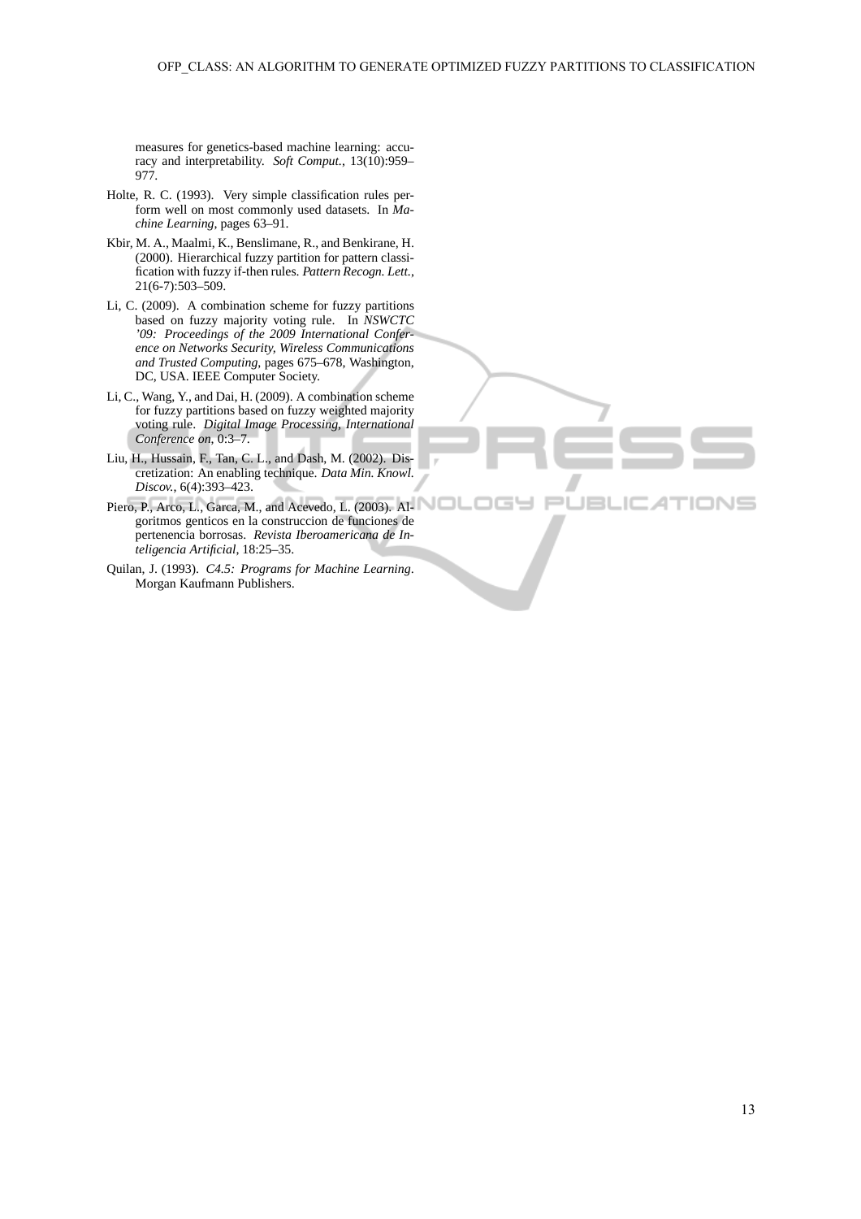measures for genetics-based machine learning: accuracy and interpretability. *Soft Comput.*, 13(10):959–977.

Holte, R. C. (1993). Very simple classification rules perform well on most commonly used datasets. In *Machine Learning*, pages 63–91.

Kbir, M. A., Maalmi, K., Benslimane, R., and Benkirane, H. (2000). Hierarchical fuzzy partition for pattern classification with fuzzy if-then rules. *Pattern Recogn. Lett.*, 21(6-7):503–509.

Li, C. (2009). A combination scheme for fuzzy partitions based on fuzzy majority voting rule. In *NSWCTC '09: Proceedings of the 2009 International Conference on Networks Security, Wireless Communications and Trusted Computing*, pages 675–678, Washington, DC, USA. IEEE Computer Society.

Li, C., Wang, Y., and Dai, H. (2009). A combination scheme for fuzzy partitions based on fuzzy weighted majority voting rule. *Digital Image Processing, International Conference on*, 0:3–7.

Liu, H., Hussain, F., Tan, C. L., and Dash, M. (2002). Discretization: An enabling technique. *Data Min. Knowl. Discov.*, 6(4):393–423.

Piero, P., Arco, L., Garca, M., and Acevedo, L. (2003). Algoritmos genticos en la construccion de funciones de pertenencia borrosas. *Revista Iberoamericana de Inteligencia Artificial*, 18:25–35.

Quilan, J. (1993). *C4.5: Programs for Machine Learning*. Morgan Kaufmann Publishers.